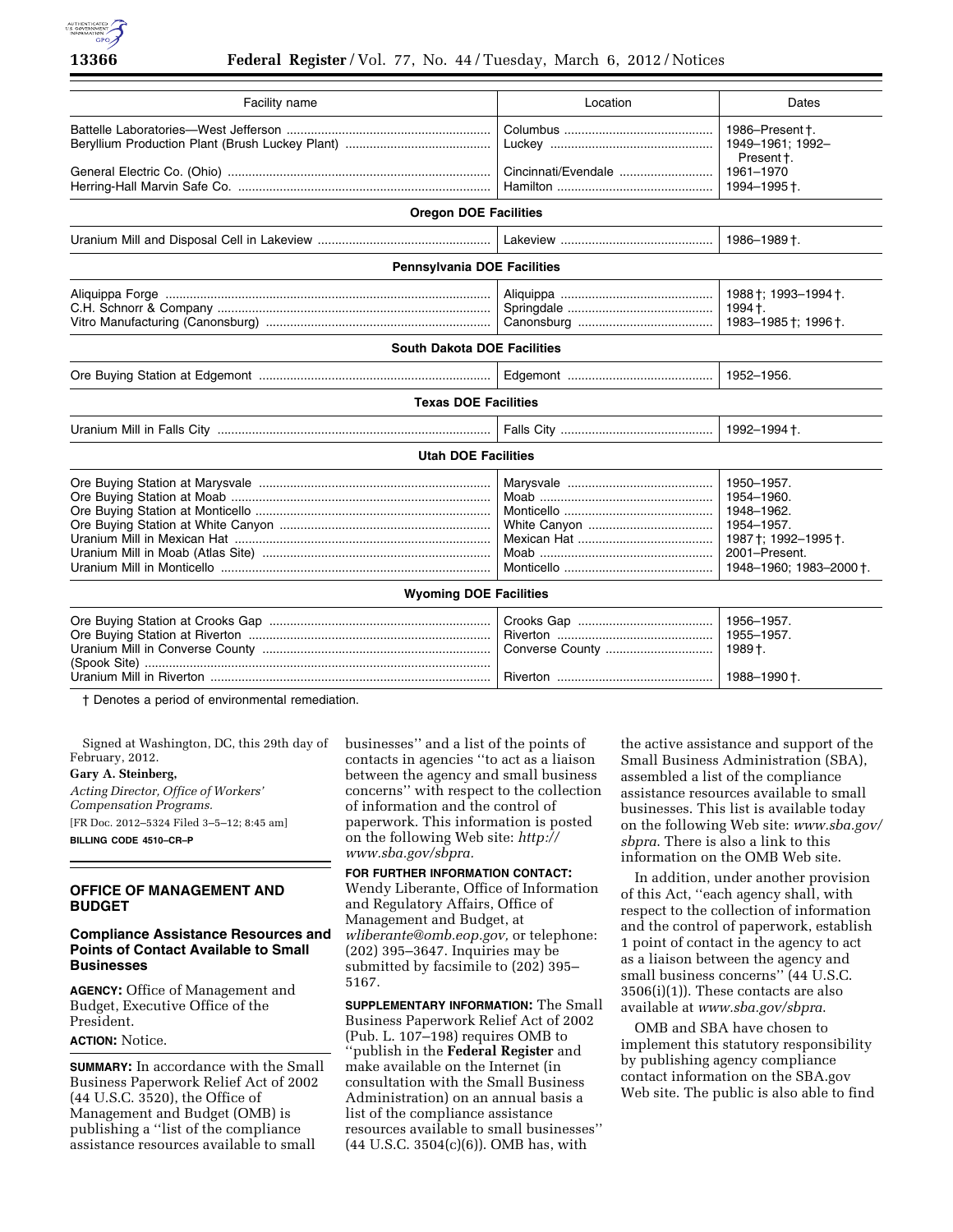| Facility name | Location | Dates |
|---|---|---|
| Battelle Laboratories—West Jefferson | Columbus | 1986–Present †. |
| Beryllium Production Plant (Brush Luckey Plant) | Luckey | 1949–1961; 1992–Present †. |
| General Electric Co. (Ohio) | Cincinnati/Evendale | 1961–1970 |
| Herring-Hall Marvin Safe Co. | Hamilton | 1994–1995 †. |
| **Oregon DOE Facilities** | | |
| Uranium Mill and Disposal Cell in Lakeview | Lakeview | 1986–1989 †. |
| **Pennsylvania DOE Facilities** | | |
| Aliquippa Forge | Aliquippa | 1988 †; 1993–1994 †. |
| C.H. Schnorr & Company | Springdale | 1994 †. |
| Vitro Manufacturing (Canonsburg) | Canonsburg | 1983–1985 †; 1996 †. |
| **South Dakota DOE Facilities** | | |
| Ore Buying Station at Edgemont | Edgemont | 1952–1956. |
| **Texas DOE Facilities** | | |
| Uranium Mill in Falls City | Falls City | 1992–1994 †. |
| **Utah DOE Facilities** | | |
| Ore Buying Station at Marysvale | Marysvale | 1950–1957. |
| Ore Buying Station at Moab | Moab | 1954–1960. |
| Ore Buying Station at Monticello | Monticello | 1948–1962. |
| Ore Buying Station at White Canyon | White Canyon | 1954–1957. |
| Uranium Mill in Mexican Hat | Mexican Hat | 1987 †; 1992–1995 †. |
| Uranium Mill in Moab (Atlas Site) | Moab | 2001–Present. |
| Uranium Mill in Monticello | Monticello | 1948–1960; 1983–2000 †. |
| **Wyoming DOE Facilities** | | |
| Ore Buying Station at Crooks Gap | Crooks Gap | 1956–1957. |
| Ore Buying Station at Riverton | Riverton | 1955–1957. |
| Uranium Mill in Converse County (Spook Site) | Converse County | 1989 †. |
| Uranium Mill in Riverton | Riverton | 1988–1990 †. |

† Denotes a period of environmental remediation.

Signed at Washington, DC, this 29th day of February, 2012.

**Gary A. Steinberg,**

*Acting Director, Office of Workers' Compensation Programs.*

[FR Doc. 2012–5324 Filed 3–5–12; 8:45 am]

**BILLING CODE 4510–CR–P**

## OFFICE OF MANAGEMENT AND BUDGET

### Compliance Assistance Resources and Points of Contact Available to Small Businesses

**AGENCY:** Office of Management and Budget, Executive Office of the President.

**ACTION:** Notice.

**SUMMARY:** In accordance with the Small Business Paperwork Relief Act of 2002 (44 U.S.C. 3520), the Office of Management and Budget (OMB) is publishing a ''list of the compliance assistance resources available to small businesses'' and a list of the points of contacts in agencies ''to act as a liaison between the agency and small business concerns'' with respect to the collection of information and the control of paperwork. This information is posted on the following Web site: *http://www.sba.gov/sbpra.*

**FOR FURTHER INFORMATION CONTACT:** Wendy Liberante, Office of Information and Regulatory Affairs, Office of Management and Budget, at *wliberante@omb.eop.gov,* or telephone: (202) 395–3647. Inquiries may be submitted by facsimile to (202) 395–5167.

**SUPPLEMENTARY INFORMATION:** The Small Business Paperwork Relief Act of 2002 (Pub. L. 107–198) requires OMB to ''publish in the **Federal Register** and make available on the Internet (in consultation with the Small Business Administration) on an annual basis a list of the compliance assistance resources available to small businesses'' (44 U.S.C. 3504(c)(6)). OMB has, with the active assistance and support of the Small Business Administration (SBA), assembled a list of the compliance assistance resources available to small businesses. This list is available today on the following Web site: *www.sba.gov/sbpra*. There is also a link to this information on the OMB Web site.

In addition, under another provision of this Act, ''each agency shall, with respect to the collection of information and the control of paperwork, establish 1 point of contact in the agency to act as a liaison between the agency and small business concerns'' (44 U.S.C. 3506(i)(1)). These contacts are also available at *www.sba.gov/sbpra*.

OMB and SBA have chosen to implement this statutory responsibility by publishing agency compliance contact information on the SBA.gov Web site. The public is also able to find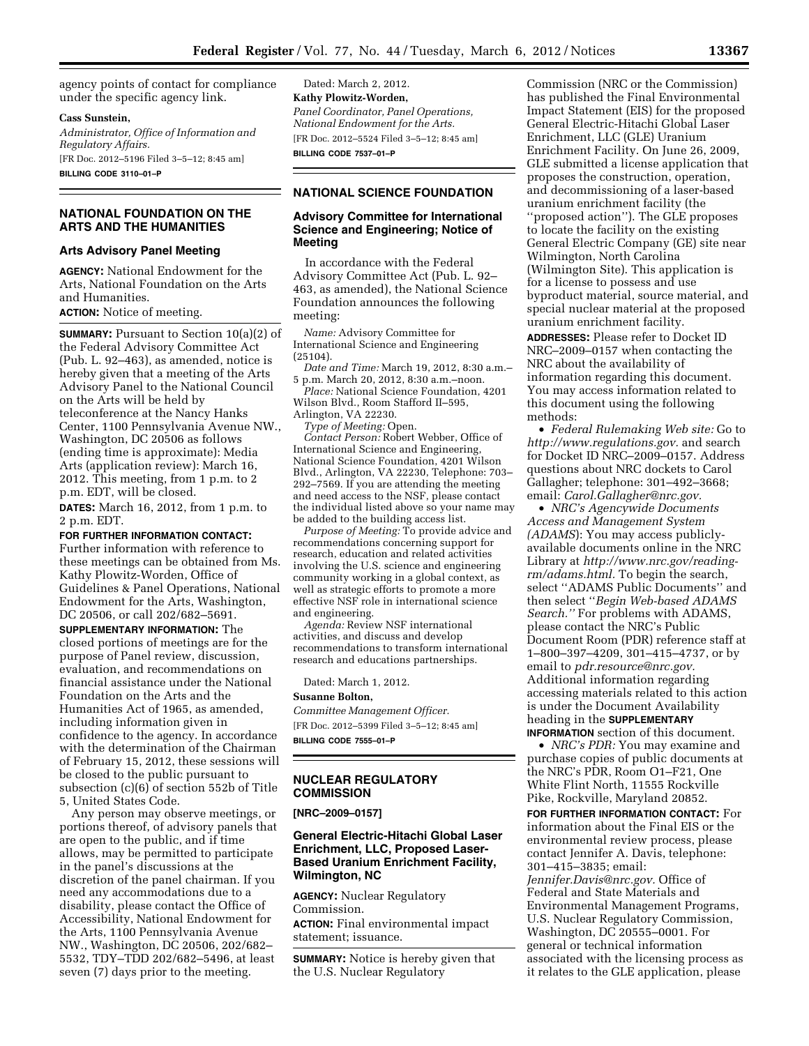agency points of contact for compliance under the specific agency link.

**Cass Sunstein,**

*Administrator, Office of Information and Regulatory Affairs.*

[FR Doc. 2012–5196 Filed 3–5–12; 8:45 am]

**BILLING CODE 3110–01–P**

## NATIONAL FOUNDATION ON THE ARTS AND THE HUMANITIES

### Arts Advisory Panel Meeting

**AGENCY:** National Endowment for the Arts, National Foundation on the Arts and Humanities.

**ACTION:** Notice of meeting.

**SUMMARY:** Pursuant to Section 10(a)(2) of the Federal Advisory Committee Act (Pub. L. 92–463), as amended, notice is hereby given that a meeting of the Arts Advisory Panel to the National Council on the Arts will be held by teleconference at the Nancy Hanks Center, 1100 Pennsylvania Avenue NW., Washington, DC 20506 as follows (ending time is approximate): Media Arts (application review): March 16, 2012. This meeting, from 1 p.m. to 2 p.m. EDT, will be closed.

**DATES:** March 16, 2012, from 1 p.m. to 2 p.m. EDT.

**FOR FURTHER INFORMATION CONTACT:** Further information with reference to these meetings can be obtained from Ms. Kathy Plowitz-Worden, Office of Guidelines & Panel Operations, National Endowment for the Arts, Washington, DC 20506, or call 202/682–5691.

**SUPPLEMENTARY INFORMATION:** The closed portions of meetings are for the purpose of Panel review, discussion, evaluation, and recommendations on financial assistance under the National Foundation on the Arts and the Humanities Act of 1965, as amended, including information given in confidence to the agency. In accordance with the determination of the Chairman of February 15, 2012, these sessions will be closed to the public pursuant to subsection (c)(6) of section 552b of Title 5, United States Code.

Any person may observe meetings, or portions thereof, of advisory panels that are open to the public, and if time allows, may be permitted to participate in the panel's discussions at the discretion of the panel chairman. If you need any accommodations due to a disability, please contact the Office of Accessibility, National Endowment for the Arts, 1100 Pennsylvania Avenue NW., Washington, DC 20506, 202/682–5532, TDY–TDD 202/682–5496, at least seven (7) days prior to the meeting.

Dated: March 2, 2012.

**Kathy Plowitz-Worden,**

*Panel Coordinator, Panel Operations, National Endowment for the Arts.*

[FR Doc. 2012–5524 Filed 3–5–12; 8:45 am]

**BILLING CODE 7537–01–P**

## NATIONAL SCIENCE FOUNDATION

### Advisory Committee for International Science and Engineering; Notice of Meeting

In accordance with the Federal Advisory Committee Act (Pub. L. 92–463, as amended), the National Science Foundation announces the following meeting:

*Name:* Advisory Committee for International Science and Engineering (25104).

*Date and Time:* March 19, 2012, 8:30 a.m.–5 p.m. March 20, 2012, 8:30 a.m.–noon.

*Place:* National Science Foundation, 4201 Wilson Blvd., Room Stafford II–595, Arlington, VA 22230.

*Type of Meeting:* Open.

*Contact Person:* Robert Webber, Office of International Science and Engineering, National Science Foundation, 4201 Wilson Blvd., Arlington, VA 22230, Telephone: 703–292–7569. If you are attending the meeting and need access to the NSF, please contact the individual listed above so your name may be added to the building access list.

*Purpose of Meeting:* To provide advice and recommendations concerning support for research, education and related activities involving the U.S. science and engineering community working in a global context, as well as strategic efforts to promote a more effective NSF role in international science and engineering.

*Agenda:* Review NSF international activities, and discuss and develop recommendations to transform international research and educations partnerships.

Dated: March 1, 2012.

**Susanne Bolton,**

*Committee Management Officer.*

[FR Doc. 2012–5399 Filed 3–5–12; 8:45 am]

**BILLING CODE 7555–01–P**

## NUCLEAR REGULATORY COMMISSION

**[NRC–2009–0157]**

### General Electric-Hitachi Global Laser Enrichment, LLC, Proposed Laser-Based Uranium Enrichment Facility, Wilmington, NC

**AGENCY:** Nuclear Regulatory Commission.

**ACTION:** Final environmental impact statement; issuance.

**SUMMARY:** Notice is hereby given that the U.S. Nuclear Regulatory Commission (NRC or the Commission) has published the Final Environmental Impact Statement (EIS) for the proposed General Electric-Hitachi Global Laser Enrichment, LLC (GLE) Uranium Enrichment Facility. On June 26, 2009, GLE submitted a license application that proposes the construction, operation, and decommissioning of a laser-based uranium enrichment facility (the "proposed action"). The GLE proposes to locate the facility on the existing General Electric Company (GE) site near Wilmington, North Carolina (Wilmington Site). This application is for a license to possess and use byproduct material, source material, and special nuclear material at the proposed uranium enrichment facility.

**ADDRESSES:** Please refer to Docket ID NRC–2009–0157 when contacting the NRC about the availability of information regarding this document. You may access information related to this document using the following methods:

- *Federal Rulemaking Web site:* Go to *http://www.regulations.gov.* and search for Docket ID NRC–2009–0157. Address questions about NRC dockets to Carol Gallagher; telephone: 301–492–3668; email: *Carol.Gallagher@nrc.gov.*
- *NRC's Agencywide Documents Access and Management System (ADAMS)*: You may access publicly-available documents online in the NRC Library at *http://www.nrc.gov/reading-rm/adams.html.* To begin the search, select "ADAMS Public Documents" and then select "*Begin Web-based ADAMS Search.*" For problems with ADAMS, please contact the NRC's Public Document Room (PDR) reference staff at 1–800–397–4209, 301–415–4737, or by email to *pdr.resource@nrc.gov.* Additional information regarding accessing materials related to this action is under the Document Availability heading in the **SUPPLEMENTARY INFORMATION** section of this document.
- *NRC's PDR:* You may examine and purchase copies of public documents at the NRC's PDR, Room O1–F21, One White Flint North, 11555 Rockville Pike, Rockville, Maryland 20852.

**FOR FURTHER INFORMATION CONTACT:** For information about the Final EIS or the environmental review process, please contact Jennifer A. Davis, telephone: 301–415–3835; email: *Jennifer.Davis@nrc.gov.* Office of Federal and State Materials and Environmental Management Programs, U.S. Nuclear Regulatory Commission, Washington, DC 20555–0001. For general or technical information associated with the licensing process as it relates to the GLE application, please